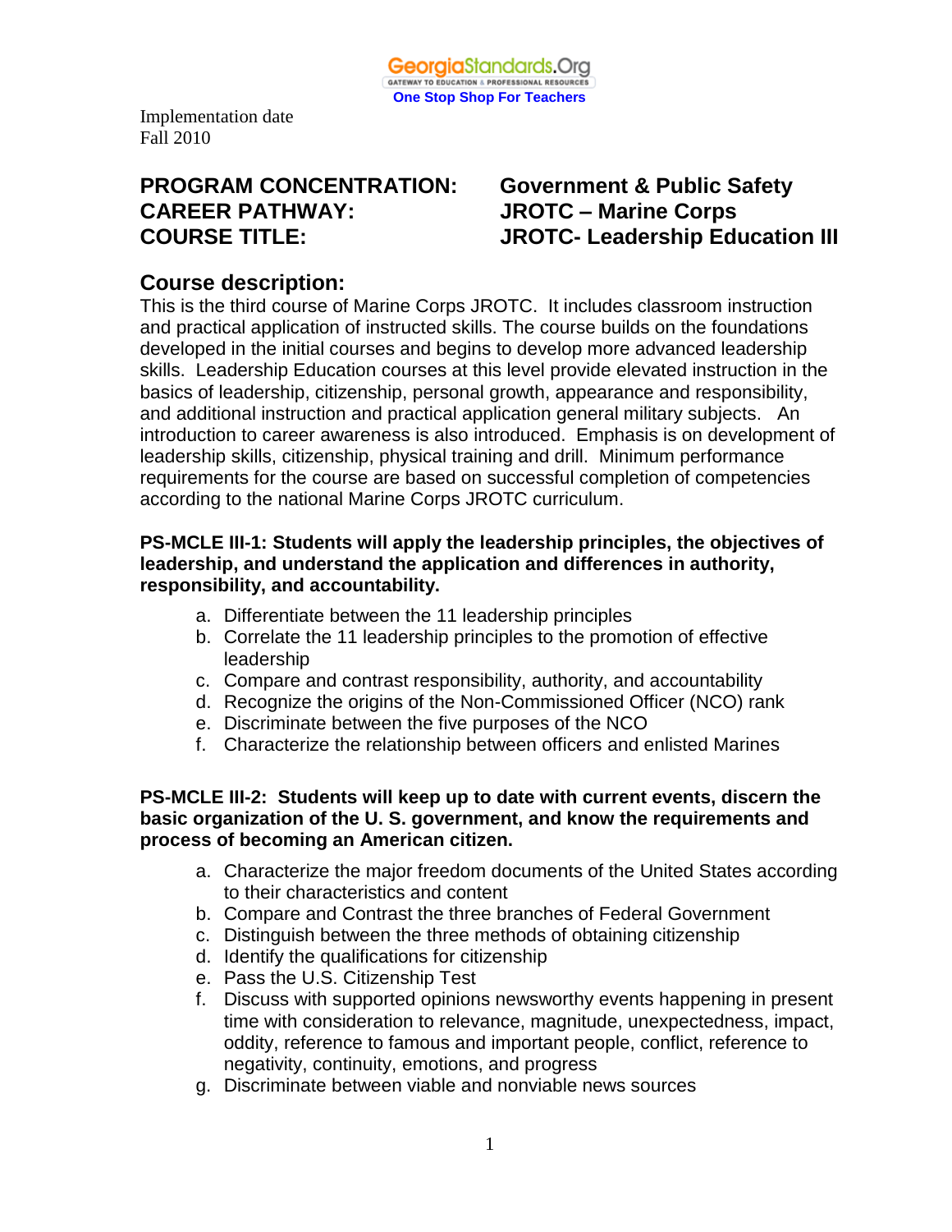Implementation date
Fall 2010

**PROGRAM CONCENTRATION:** Government & Public Safety
**CAREER PATHWAY:** JROTC – Marine Corps
**COURSE TITLE:** JROTC- Leadership Education III

## Course description:

This is the third course of Marine Corps JROTC. It includes classroom instruction and practical application of instructed skills. The course builds on the foundations developed in the initial courses and begins to develop more advanced leadership skills. Leadership Education courses at this level provide elevated instruction in the basics of leadership, citizenship, personal growth, appearance and responsibility, and additional instruction and practical application general military subjects. An introduction to career awareness is also introduced. Emphasis is on development of leadership skills, citizenship, physical training and drill. Minimum performance requirements for the course are based on successful completion of competencies according to the national Marine Corps JROTC curriculum.

**PS-MCLE III-1: Students will apply the leadership principles, the objectives of leadership, and understand the application and differences in authority, responsibility, and accountability.**

a. Differentiate between the 11 leadership principles
b. Correlate the 11 leadership principles to the promotion of effective leadership
c. Compare and contrast responsibility, authority, and accountability
d. Recognize the origins of the Non-Commissioned Officer (NCO) rank
e. Discriminate between the five purposes of the NCO
f. Characterize the relationship between officers and enlisted Marines

**PS-MCLE III-2: Students will keep up to date with current events, discern the basic organization of the U. S. government, and know the requirements and process of becoming an American citizen.**

a. Characterize the major freedom documents of the United States according to their characteristics and content
b. Compare and Contrast the three branches of Federal Government
c. Distinguish between the three methods of obtaining citizenship
d. Identify the qualifications for citizenship
e. Pass the U.S. Citizenship Test
f. Discuss with supported opinions newsworthy events happening in present time with consideration to relevance, magnitude, unexpectedness, impact, oddity, reference to famous and important people, conflict, reference to negativity, continuity, emotions, and progress
g. Discriminate between viable and nonviable news sources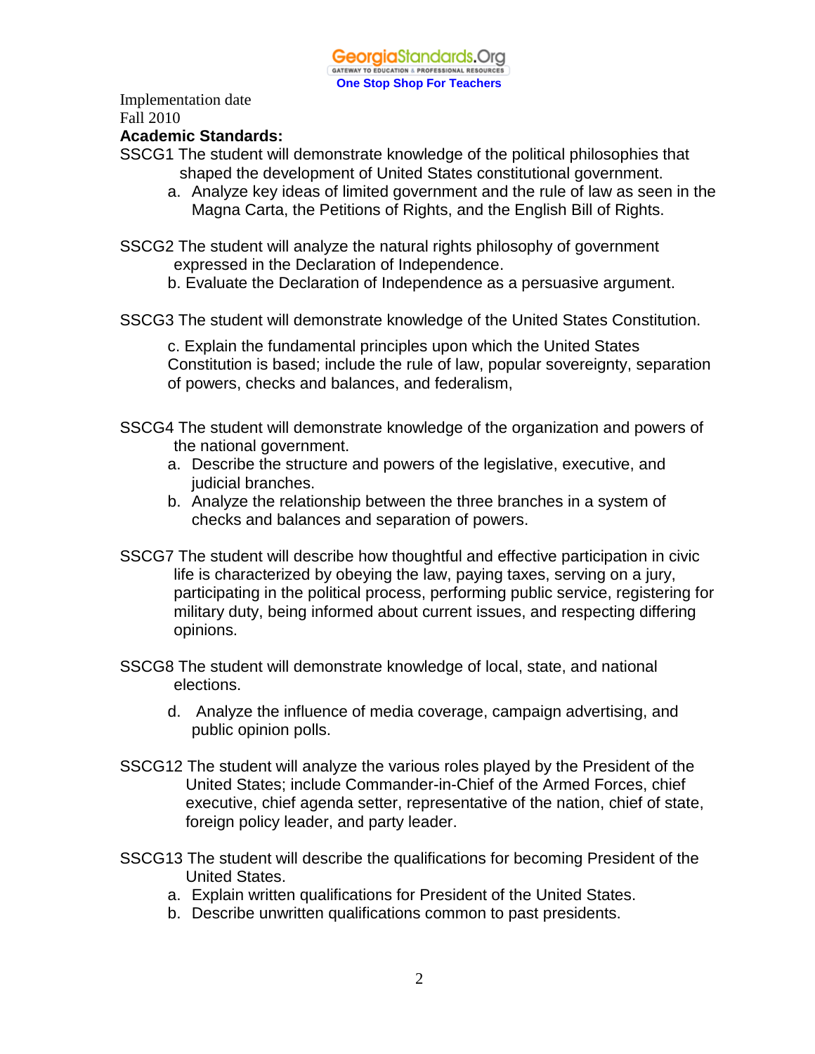Implementation date
Fall 2010

**Academic Standards:**

SSCG1 The student will demonstrate knowledge of the political philosophies that shaped the development of United States constitutional government.

a. Analyze key ideas of limited government and the rule of law as seen in the Magna Carta, the Petitions of Rights, and the English Bill of Rights.

SSCG2 The student will analyze the natural rights philosophy of government expressed in the Declaration of Independence.

b. Evaluate the Declaration of Independence as a persuasive argument.

SSCG3 The student will demonstrate knowledge of the United States Constitution.

c. Explain the fundamental principles upon which the United States Constitution is based; include the rule of law, popular sovereignty, separation of powers, checks and balances, and federalism,

SSCG4 The student will demonstrate knowledge of the organization and powers of the national government.

a. Describe the structure and powers of the legislative, executive, and judicial branches.
b. Analyze the relationship between the three branches in a system of checks and balances and separation of powers.

SSCG7 The student will describe how thoughtful and effective participation in civic life is characterized by obeying the law, paying taxes, serving on a jury, participating in the political process, performing public service, registering for military duty, being informed about current issues, and respecting differing opinions.

SSCG8 The student will demonstrate knowledge of local, state, and national elections.

d. Analyze the influence of media coverage, campaign advertising, and public opinion polls.

SSCG12 The student will analyze the various roles played by the President of the United States; include Commander-in-Chief of the Armed Forces, chief executive, chief agenda setter, representative of the nation, chief of state, foreign policy leader, and party leader.

SSCG13 The student will describe the qualifications for becoming President of the United States.

a. Explain written qualifications for President of the United States.
b. Describe unwritten qualifications common to past presidents.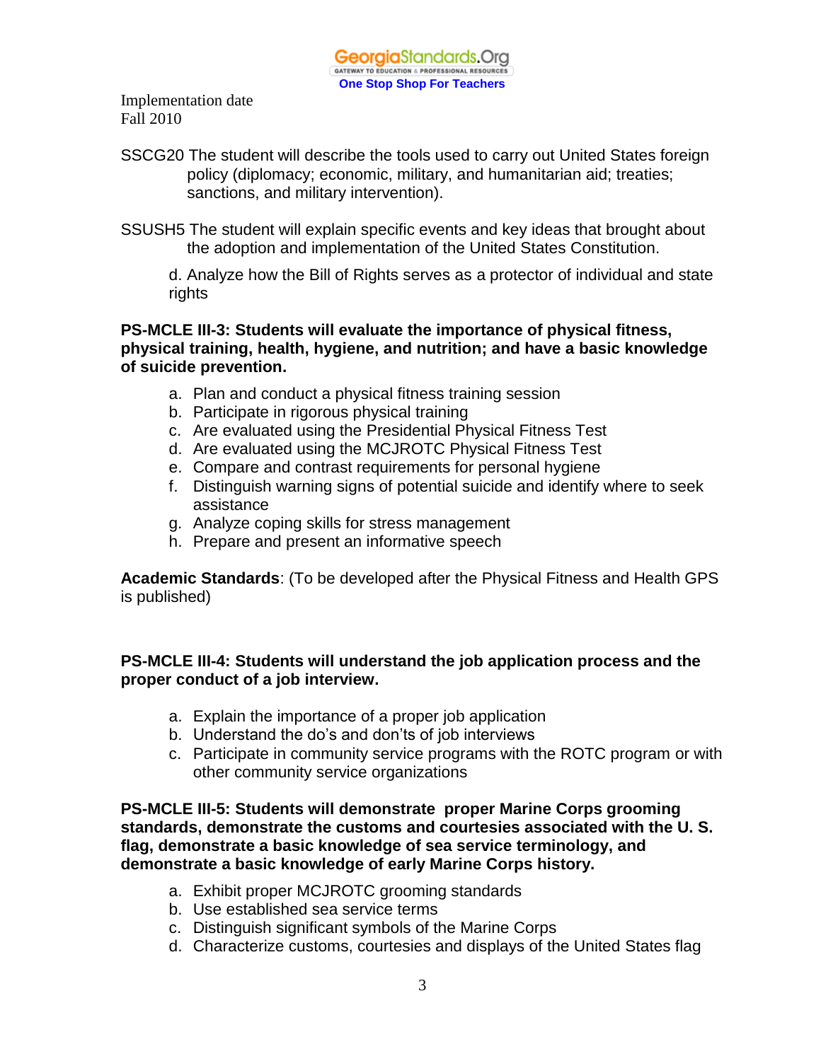Implementation date
Fall 2010

SSCG20 The student will describe the tools used to carry out United States foreign policy (diplomacy; economic, military, and humanitarian aid; treaties; sanctions, and military intervention).

SSUSH5 The student will explain specific events and key ideas that brought about the adoption and implementation of the United States Constitution.

d. Analyze how the Bill of Rights serves as a protector of individual and state rights

**PS-MCLE III-3: Students will evaluate the importance of physical fitness, physical training, health, hygiene, and nutrition; and have a basic knowledge of suicide prevention.**

a. Plan and conduct a physical fitness training session
b. Participate in rigorous physical training
c. Are evaluated using the Presidential Physical Fitness Test
d. Are evaluated using the MCJROTC Physical Fitness Test
e. Compare and contrast requirements for personal hygiene
f. Distinguish warning signs of potential suicide and identify where to seek assistance
g. Analyze coping skills for stress management
h. Prepare and present an informative speech

**Academic Standards**: (To be developed after the Physical Fitness and Health GPS is published)

**PS-MCLE III-4: Students will understand the job application process and the proper conduct of a job interview.**

a. Explain the importance of a proper job application
b. Understand the do's and don'ts of job interviews
c. Participate in community service programs with the ROTC program or with other community service organizations

**PS-MCLE III-5: Students will demonstrate proper Marine Corps grooming standards, demonstrate the customs and courtesies associated with the U. S. flag, demonstrate a basic knowledge of sea service terminology, and demonstrate a basic knowledge of early Marine Corps history.**

a. Exhibit proper MCJROTC grooming standards
b. Use established sea service terms
c. Distinguish significant symbols of the Marine Corps
d. Characterize customs, courtesies and displays of the United States flag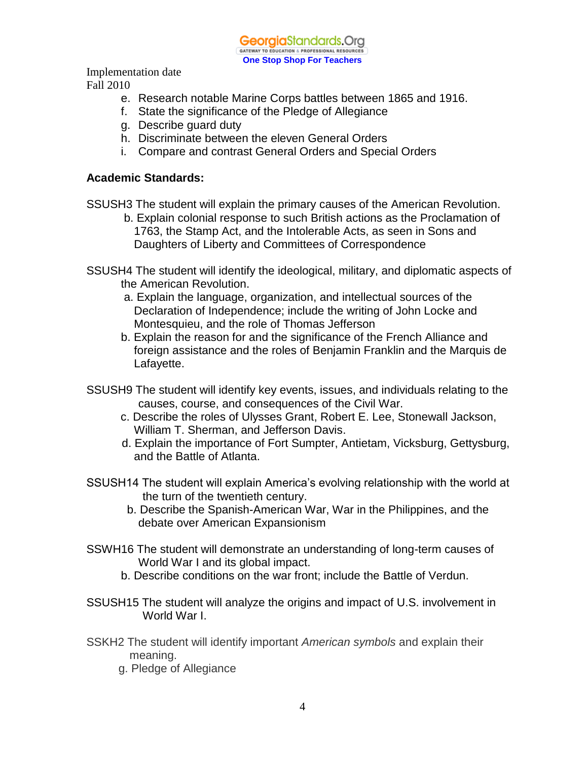Implementation date
Fall 2010

e. Research notable Marine Corps battles between 1865 and 1916.
f. State the significance of the Pledge of Allegiance
g. Describe guard duty
h. Discriminate between the eleven General Orders
i. Compare and contrast General Orders and Special Orders

**Academic Standards:**

SSUSH3 The student will explain the primary causes of the American Revolution.

b. Explain colonial response to such British actions as the Proclamation of 1763, the Stamp Act, and the Intolerable Acts, as seen in Sons and Daughters of Liberty and Committees of Correspondence

SSUSH4 The student will identify the ideological, military, and diplomatic aspects of the American Revolution.

a. Explain the language, organization, and intellectual sources of the Declaration of Independence; include the writing of John Locke and Montesquieu, and the role of Thomas Jefferson
b. Explain the reason for and the significance of the French Alliance and foreign assistance and the roles of Benjamin Franklin and the Marquis de Lafayette.

SSUSH9 The student will identify key events, issues, and individuals relating to the causes, course, and consequences of the Civil War.

c. Describe the roles of Ulysses Grant, Robert E. Lee, Stonewall Jackson, William T. Sherman, and Jefferson Davis.
d. Explain the importance of Fort Sumpter, Antietam, Vicksburg, Gettysburg, and the Battle of Atlanta.

SSUSH14 The student will explain America's evolving relationship with the world at the turn of the twentieth century.

b. Describe the Spanish-American War, War in the Philippines, and the debate over American Expansionism

SSWH16 The student will demonstrate an understanding of long-term causes of World War I and its global impact.

b. Describe conditions on the war front; include the Battle of Verdun.

SSUSH15 The student will analyze the origins and impact of U.S. involvement in World War I.

SSKH2 The student will identify important *American symbols* and explain their meaning.

g. Pledge of Allegiance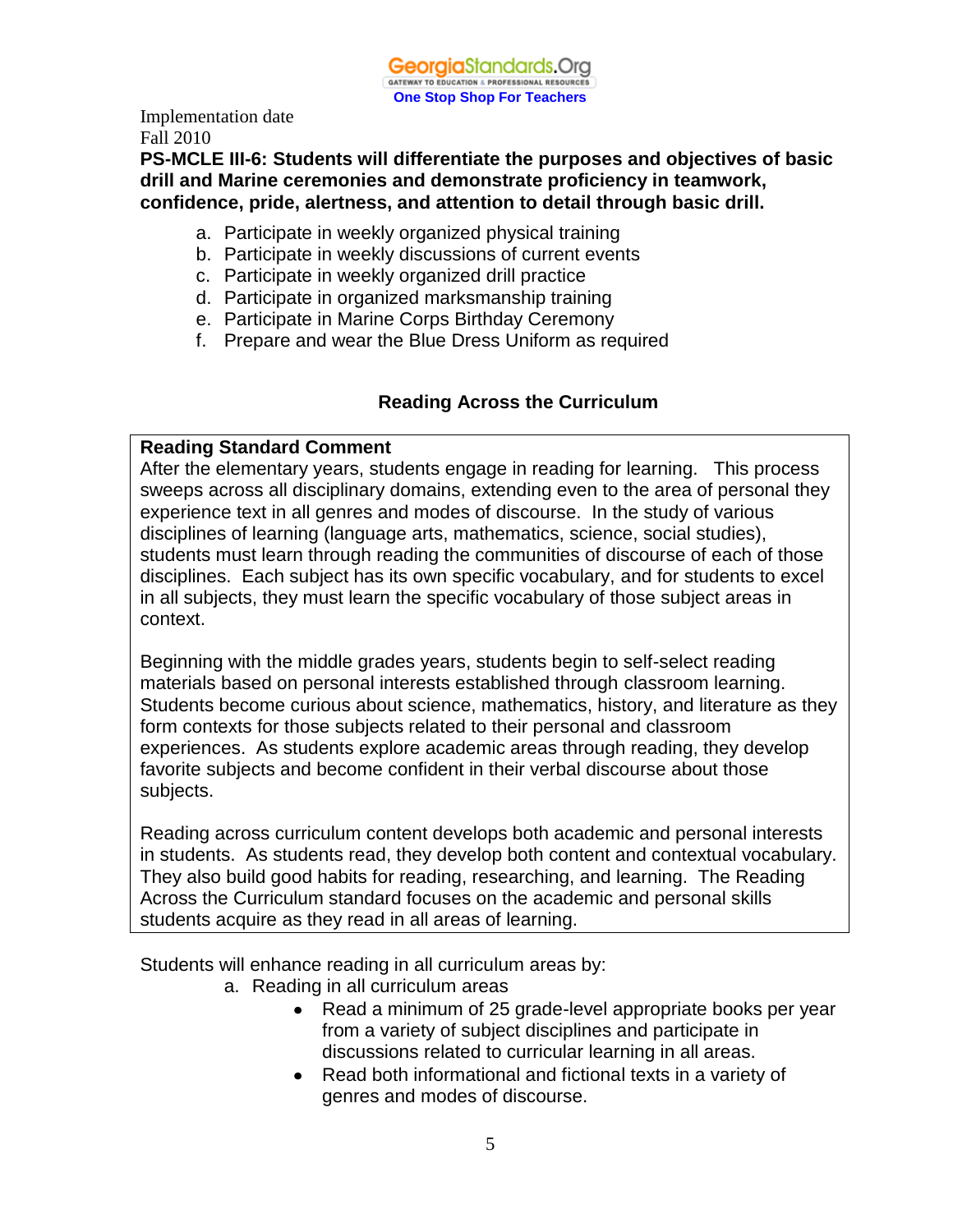Implementation date
Fall 2010

**PS-MCLE III-6: Students will differentiate the purposes and objectives of basic drill and Marine ceremonies and demonstrate proficiency in teamwork, confidence, pride, alertness, and attention to detail through basic drill.**

a. Participate in weekly organized physical training
b. Participate in weekly discussions of current events
c. Participate in weekly organized drill practice
d. Participate in organized marksmanship training
e. Participate in Marine Corps Birthday Ceremony
f. Prepare and wear the Blue Dress Uniform as required

## Reading Across the Curriculum

**Reading Standard Comment**

After the elementary years, students engage in reading for learning. This process sweeps across all disciplinary domains, extending even to the area of personal they experience text in all genres and modes of discourse. In the study of various disciplines of learning (language arts, mathematics, science, social studies), students must learn through reading the communities of discourse of each of those disciplines. Each subject has its own specific vocabulary, and for students to excel in all subjects, they must learn the specific vocabulary of those subject areas in context.

Beginning with the middle grades years, students begin to self-select reading materials based on personal interests established through classroom learning. Students become curious about science, mathematics, history, and literature as they form contexts for those subjects related to their personal and classroom experiences. As students explore academic areas through reading, they develop favorite subjects and become confident in their verbal discourse about those subjects.

Reading across curriculum content develops both academic and personal interests in students. As students read, they develop both content and contextual vocabulary. They also build good habits for reading, researching, and learning. The Reading Across the Curriculum standard focuses on the academic and personal skills students acquire as they read in all areas of learning.

Students will enhance reading in all curriculum areas by:

a. Reading in all curriculum areas
   - Read a minimum of 25 grade-level appropriate books per year from a variety of subject disciplines and participate in discussions related to curricular learning in all areas.
   - Read both informational and fictional texts in a variety of genres and modes of discourse.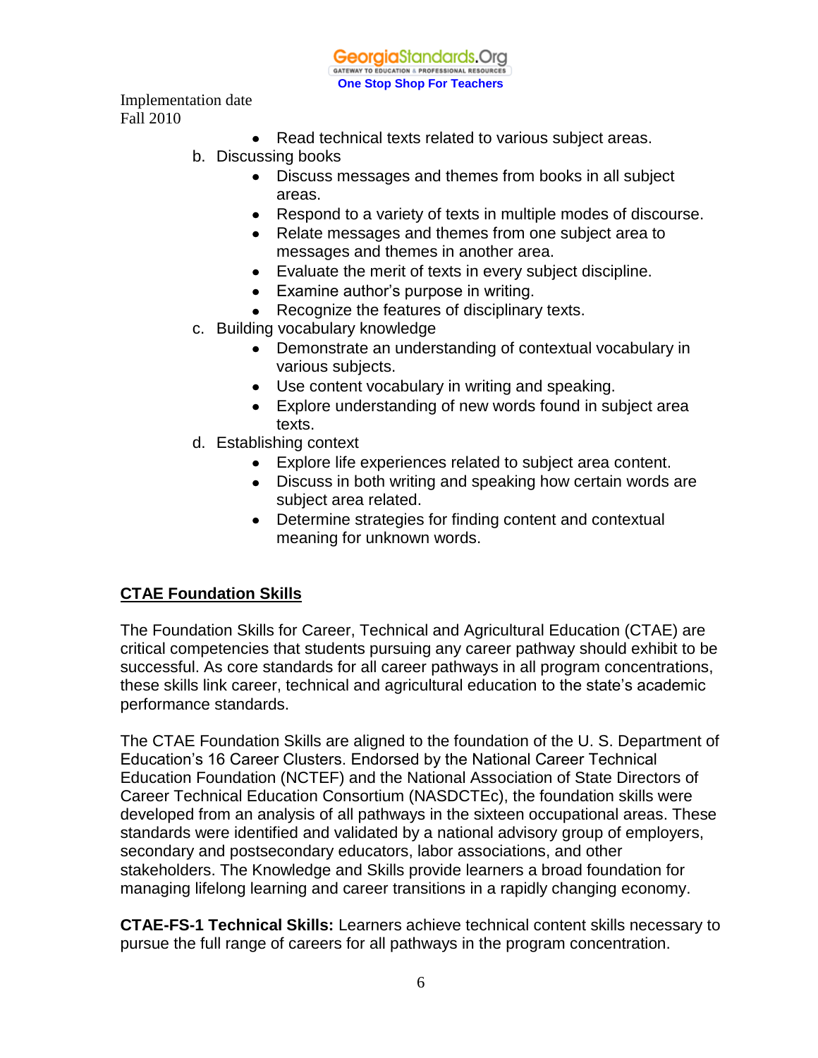- Read technical texts related to various subject areas.

b. Discussing books
  - Discuss messages and themes from books in all subject areas.
  - Respond to a variety of texts in multiple modes of discourse.
  - Relate messages and themes from one subject area to messages and themes in another area.
  - Evaluate the merit of texts in every subject discipline.
  - Examine author's purpose in writing.
  - Recognize the features of disciplinary texts.

c. Building vocabulary knowledge
  - Demonstrate an understanding of contextual vocabulary in various subjects.
  - Use content vocabulary in writing and speaking.
  - Explore understanding of new words found in subject area texts.

d. Establishing context
  - Explore life experiences related to subject area content.
  - Discuss in both writing and speaking how certain words are subject area related.
  - Determine strategies for finding content and contextual meaning for unknown words.

## CTAE Foundation Skills

The Foundation Skills for Career, Technical and Agricultural Education (CTAE) are critical competencies that students pursuing any career pathway should exhibit to be successful. As core standards for all career pathways in all program concentrations, these skills link career, technical and agricultural education to the state's academic performance standards.

The CTAE Foundation Skills are aligned to the foundation of the U. S. Department of Education's 16 Career Clusters. Endorsed by the National Career Technical Education Foundation (NCTEF) and the National Association of State Directors of Career Technical Education Consortium (NASDCTEc), the foundation skills were developed from an analysis of all pathways in the sixteen occupational areas. These standards were identified and validated by a national advisory group of employers, secondary and postsecondary educators, labor associations, and other stakeholders. The Knowledge and Skills provide learners a broad foundation for managing lifelong learning and career transitions in a rapidly changing economy.

**CTAE-FS-1 Technical Skills:** Learners achieve technical content skills necessary to pursue the full range of careers for all pathways in the program concentration.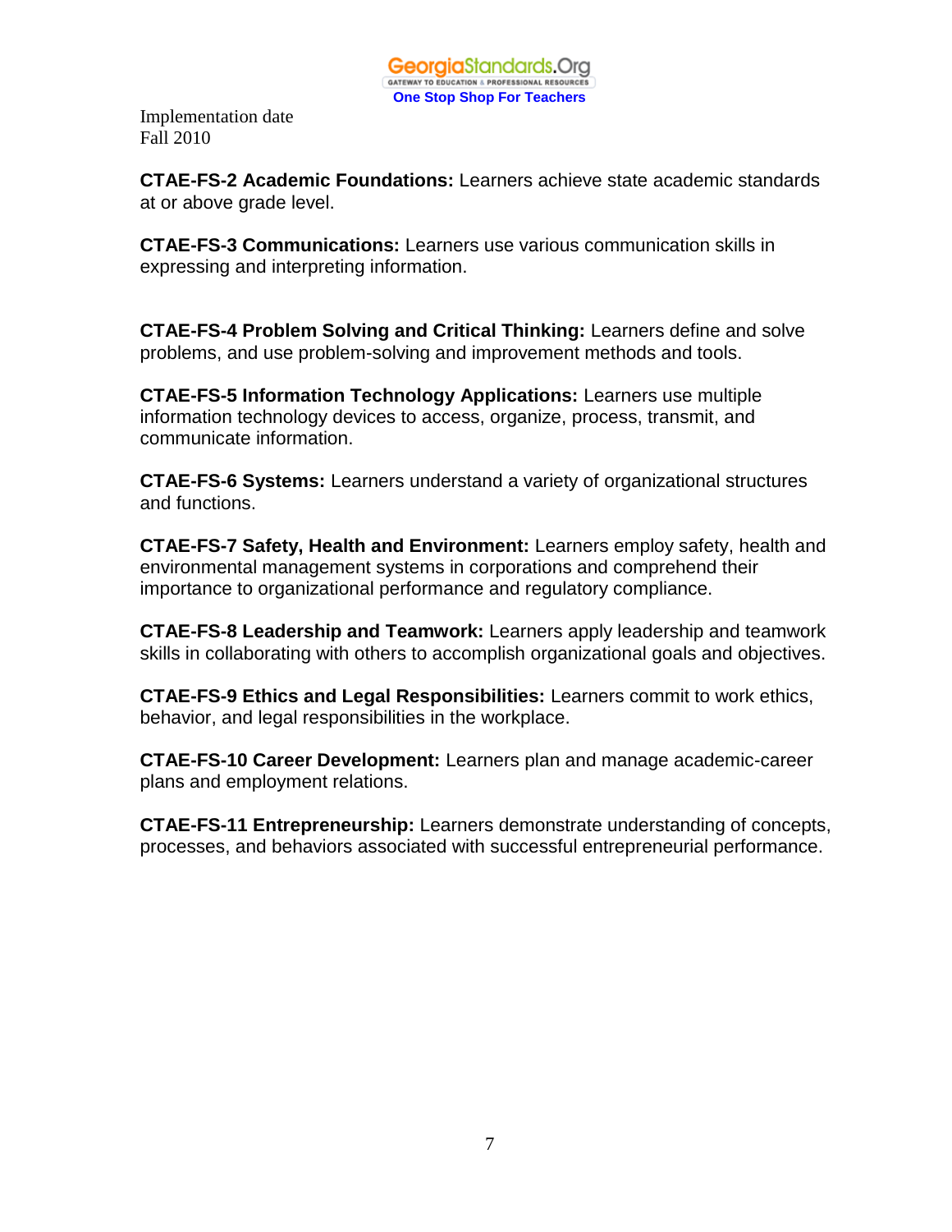Implementation date
Fall 2010

**CTAE-FS-2 Academic Foundations:** Learners achieve state academic standards at or above grade level.

**CTAE-FS-3 Communications:** Learners use various communication skills in expressing and interpreting information.

**CTAE-FS-4 Problem Solving and Critical Thinking:** Learners define and solve problems, and use problem-solving and improvement methods and tools.

**CTAE-FS-5 Information Technology Applications:** Learners use multiple information technology devices to access, organize, process, transmit, and communicate information.

**CTAE-FS-6 Systems:** Learners understand a variety of organizational structures and functions.

**CTAE-FS-7 Safety, Health and Environment:** Learners employ safety, health and environmental management systems in corporations and comprehend their importance to organizational performance and regulatory compliance.

**CTAE-FS-8 Leadership and Teamwork:** Learners apply leadership and teamwork skills in collaborating with others to accomplish organizational goals and objectives.

**CTAE-FS-9 Ethics and Legal Responsibilities:** Learners commit to work ethics, behavior, and legal responsibilities in the workplace.

**CTAE-FS-10 Career Development:** Learners plan and manage academic-career plans and employment relations.

**CTAE-FS-11 Entrepreneurship:** Learners demonstrate understanding of concepts, processes, and behaviors associated with successful entrepreneurial performance.